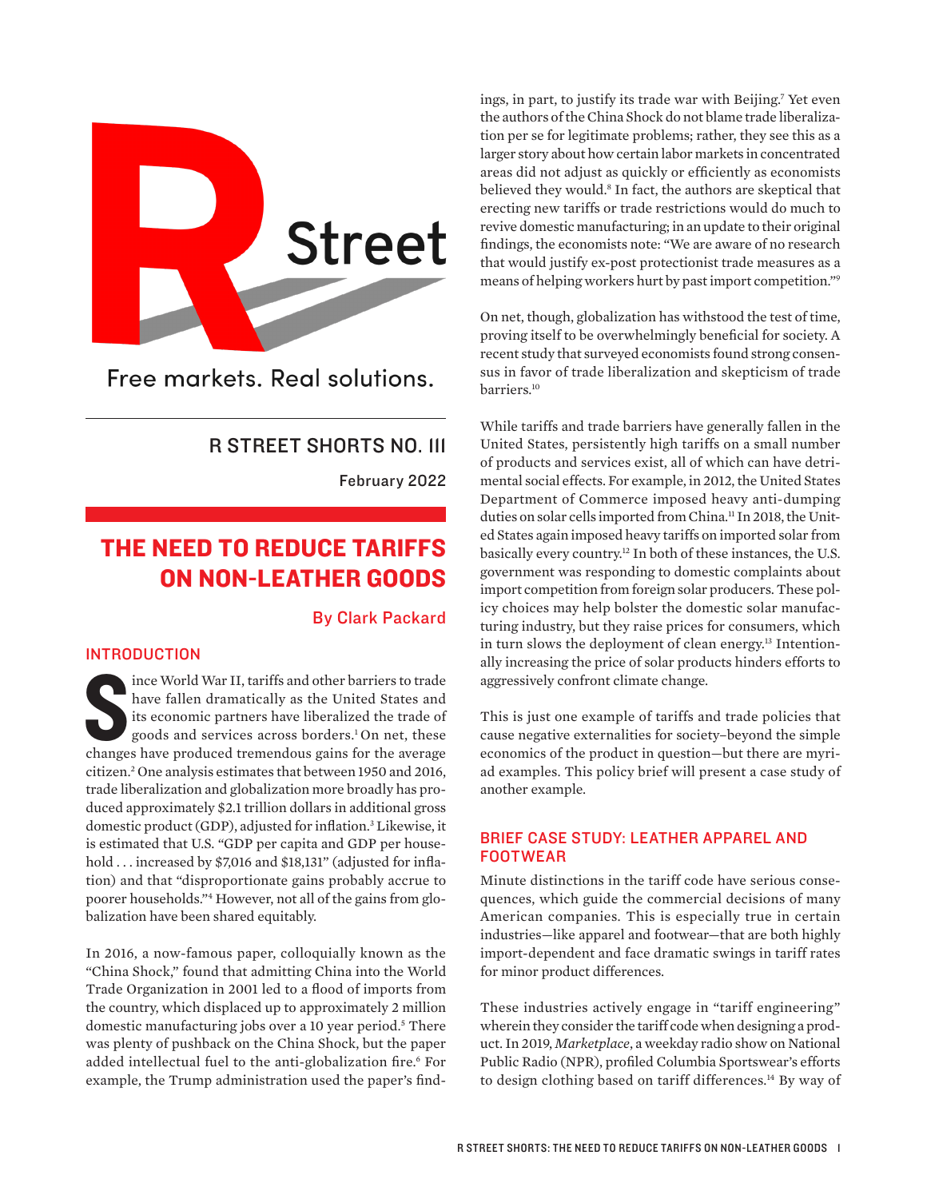R Street

Free markets. Real solutions.

## R STREET SHORTS NO. 111

February 2022

# THE NEED TO REDUCE TARIFFS ON NON-LEATHER GOODS

By Clark Packard

## INTRODUCTION

Since World War II, tariffs and other barriers to trade have fallen dramatically as the United States and its economic partners have liberalized the trade of goods and services across borders.[1] On net, these changes have produced tremendous gains for the average citizen.[2] One analysis estimates that between 1950 and 2016, trade liberalization and globalization more broadly has produced approximately $2.1 trillion dollars in additional gross domestic product (GDP), adjusted for inflation.[3] Likewise, it is estimated that U.S. "GDP per capita and GDP per household . . . increased by $7,016 and $18,131" (adjusted for inflation) and that "disproportionate gains probably accrue to poorer households."[4] However, not all of the gains from globalization have been shared equitably.

In 2016, a now-famous paper, colloquially known as the "China Shock," found that admitting China into the World Trade Organization in 2001 led to a flood of imports from the country, which displaced up to approximately 2 million domestic manufacturing jobs over a 10 year period.[5] There was plenty of pushback on the China Shock, but the paper added intellectual fuel to the anti-globalization fire.[6] For example, the Trump administration used the paper's findings, in part, to justify its trade war with Beijing.[7] Yet even the authors of the China Shock do not blame trade liberalization per se for legitimate problems; rather, they see this as a larger story about how certain labor markets in concentrated areas did not adjust as quickly or efficiently as economists believed they would.[8] In fact, the authors are skeptical that erecting new tariffs or trade restrictions would do much to revive domestic manufacturing; in an update to their original findings, the economists note: "We are aware of no research that would justify ex-post protectionist trade measures as a means of helping workers hurt by past import competition."[9]

On net, though, globalization has withstood the test of time, proving itself to be overwhelmingly beneficial for society. A recent study that surveyed economists found strong consensus in favor of trade liberalization and skepticism of trade barriers.[10]

While tariffs and trade barriers have generally fallen in the United States, persistently high tariffs on a small number of products and services exist, all of which can have detrimental social effects. For example, in 2012, the United States Department of Commerce imposed heavy anti-dumping duties on solar cells imported from China.[11] In 2018, the United States again imposed heavy tariffs on imported solar from basically every country.[12] In both of these instances, the U.S. government was responding to domestic complaints about import competition from foreign solar producers. These policy choices may help bolster the domestic solar manufacturing industry, but they raise prices for consumers, which in turn slows the deployment of clean energy.[13] Intentionally increasing the price of solar products hinders efforts to aggressively confront climate change.

This is just one example of tariffs and trade policies that cause negative externalities for society–beyond the simple economics of the product in question—but there are myriad examples. This policy brief will present a case study of another example.

## BRIEF CASE STUDY: LEATHER APPAREL AND FOOTWEAR

Minute distinctions in the tariff code have serious consequences, which guide the commercial decisions of many American companies. This is especially true in certain industries—like apparel and footwear—that are both highly import-dependent and face dramatic swings in tariff rates for minor product differences.

These industries actively engage in "tariff engineering" wherein they consider the tariff code when designing a product. In 2019, *Marketplace*, a weekday radio show on National Public Radio (NPR), profiled Columbia Sportswear's efforts to design clothing based on tariff differences.[14] By way of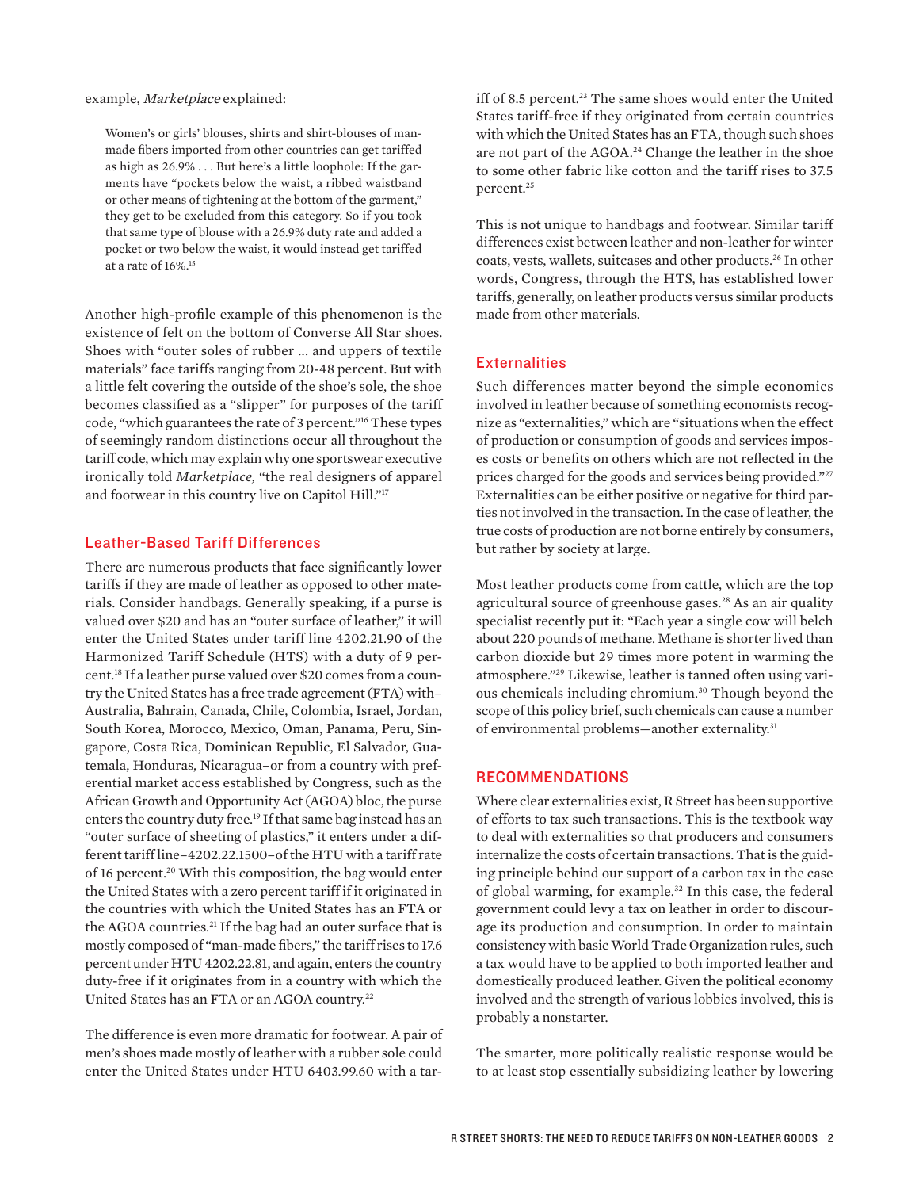example, *Marketplace* explained:

> Women's or girls' blouses, shirts and shirt-blouses of man-made fibers imported from other countries can get tariffed as high as 26.9% . . . But here's a little loophole: If the garments have "pockets below the waist, a ribbed waistband or other means of tightening at the bottom of the garment," they get to be excluded from this category. So if you took that same type of blouse with a 26.9% duty rate and added a pocket or two below the waist, it would instead get tariffed at a rate of 16%.[15]

Another high-profile example of this phenomenon is the existence of felt on the bottom of Converse All Star shoes. Shoes with "outer soles of rubber … and uppers of textile materials" face tariffs ranging from 20-48 percent. But with a little felt covering the outside of the shoe's sole, the shoe becomes classified as a "slipper" for purposes of the tariff code, "which guarantees the rate of 3 percent."[16] These types of seemingly random distinctions occur all throughout the tariff code, which may explain why one sportswear executive ironically told *Marketplace,* "the real designers of apparel and footwear in this country live on Capitol Hill."[17]

## Leather-Based Tariff Differences

There are numerous products that face significantly lower tariffs if they are made of leather as opposed to other materials. Consider handbags. Generally speaking, if a purse is valued over $20 and has an "outer surface of leather," it will enter the United States under tariff line 4202.21.90 of the Harmonized Tariff Schedule (HTS) with a duty of 9 percent.[18] If a leather purse valued over $20 comes from a country the United States has a free trade agreement (FTA) with–Australia, Bahrain, Canada, Chile, Colombia, Israel, Jordan, South Korea, Morocco, Mexico, Oman, Panama, Peru, Singapore, Costa Rica, Dominican Republic, El Salvador, Guatemala, Honduras, Nicaragua–or from a country with preferential market access established by Congress, such as the African Growth and Opportunity Act (AGOA) bloc, the purse enters the country duty free.[19] If that same bag instead has an "outer surface of sheeting of plastics," it enters under a different tariff line–4202.22.1500–of the HTU with a tariff rate of 16 percent.[20] With this composition, the bag would enter the United States with a zero percent tariff if it originated in the countries with which the United States has an FTA or the AGOA countries.[21] If the bag had an outer surface that is mostly composed of "man-made fibers," the tariff rises to 17.6 percent under HTU 4202.22.81, and again, enters the country duty-free if it originates from in a country with which the United States has an FTA or an AGOA country.[22]

The difference is even more dramatic for footwear. A pair of men's shoes made mostly of leather with a rubber sole could enter the United States under HTU 6403.99.60 with a tariff of 8.5 percent.[23] The same shoes would enter the United States tariff-free if they originated from certain countries with which the United States has an FTA, though such shoes are not part of the AGOA.[24] Change the leather in the shoe to some other fabric like cotton and the tariff rises to 37.5 percent.[25]

This is not unique to handbags and footwear. Similar tariff differences exist between leather and non-leather for winter coats, vests, wallets, suitcases and other products.[26] In other words, Congress, through the HTS, has established lower tariffs, generally, on leather products versus similar products made from other materials.

## Externalities

Such differences matter beyond the simple economics involved in leather because of something economists recognize as "externalities," which are "situations when the effect of production or consumption of goods and services imposes costs or benefits on others which are not reflected in the prices charged for the goods and services being provided."[27] Externalities can be either positive or negative for third parties not involved in the transaction. In the case of leather, the true costs of production are not borne entirely by consumers, but rather by society at large.

Most leather products come from cattle, which are the top agricultural source of greenhouse gases.[28] As an air quality specialist recently put it: "Each year a single cow will belch about 220 pounds of methane. Methane is shorter lived than carbon dioxide but 29 times more potent in warming the atmosphere."[29] Likewise, leather is tanned often using various chemicals including chromium.[30] Though beyond the scope of this policy brief, such chemicals can cause a number of environmental problems—another externality.[31]

## RECOMMENDATIONS

Where clear externalities exist, R Street has been supportive of efforts to tax such transactions. This is the textbook way to deal with externalities so that producers and consumers internalize the costs of certain transactions. That is the guiding principle behind our support of a carbon tax in the case of global warming, for example.[32] In this case, the federal government could levy a tax on leather in order to discourage its production and consumption. In order to maintain consistency with basic World Trade Organization rules, such a tax would have to be applied to both imported leather and domestically produced leather. Given the political economy involved and the strength of various lobbies involved, this is probably a nonstarter.

The smarter, more politically realistic response would be to at least stop essentially subsidizing leather by lowering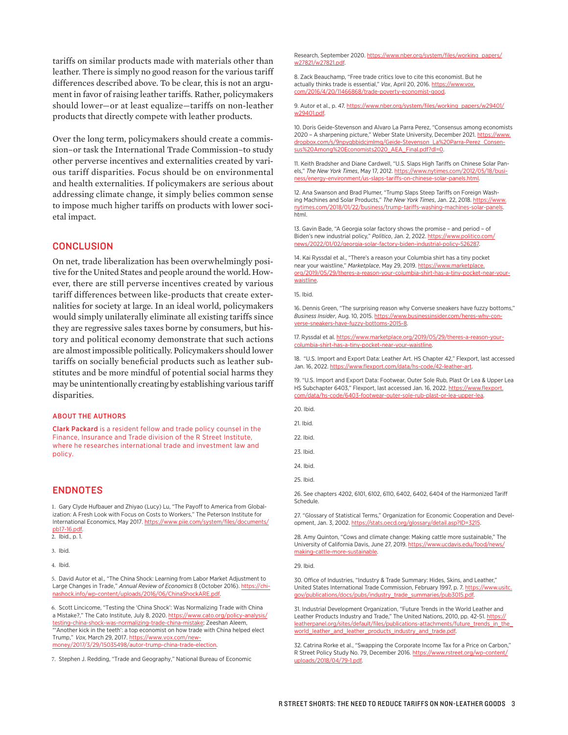tariffs on similar products made with materials other than leather. There is simply no good reason for the various tariff differences described above. To be clear, this is not an argument in favor of raising leather tariffs. Rather, policymakers should lower—or at least equalize—tariffs on non-leather products that directly compete with leather products.

Over the long term, policymakers should create a commission–or task the International Trade Commission–to study other perverse incentives and externalities created by various tariff disparities. Focus should be on environmental and health externalities. If policymakers are serious about addressing climate change, it simply belies common sense to impose much higher tariffs on products with lower societal impact.

## CONCLUSION

On net, trade liberalization has been overwhelmingly positive for the United States and people around the world. However, there are still perverse incentives created by various tariff differences between like-products that create externalities for society at large. In an ideal world, policymakers would simply unilaterally eliminate all existing tariffs since they are regressive sales taxes borne by consumers, but history and political economy demonstrate that such actions are almost impossible politically. Policymakers should lower tariffs on socially beneficial products such as leather substitutes and be more mindful of potential social harms they may be unintentionally creating by establishing various tariff disparities.

### ABOUT THE AUTHORS

**Clark Packard** is a resident fellow and trade policy counsel in the Finance, Insurance and Trade division of the R Street Institute, where he researches international trade and investment law and policy.

## ENDNOTES

1. Gary Clyde Hufbauer and Zhiyao (Lucy) Lu, "The Payoff to America from Globalization: A Fresh Look with Focus on Costs to Workers," The Peterson Institute for International Economics, May 2017. https://www.piie.com/system/files/documents/pb17-16.pdf.

2. Ibid., p. 1.

3. Ibid.

4. Ibid.

5. David Autor et al., "The China Shock: Learning from Labor Market Adjustment to Large Changes in Trade," *Annual Review of Economics* 8 (October 2016). https://chinashock.info/wp-content/uploads/2016/06/ChinaShockARE.pdf.

6. Scott Lincicome, "Testing the 'China Shock': Was Normalizing Trade with China a Mistake?," The Cato Institute, July 8, 2020. https://www.cato.org/policy-analysis/testing-china-shock-was-normalizing-trade-china-mistake; Zeeshan Aleem, "'Another kick in the teeth': a top economist on how trade with China helped elect Trump," *Vox*, March 29, 2017. https://www.vox.com/new-money/2017/3/29/15035498/autor-trump-china-trade-election.

7. Stephen J. Redding, "Trade and Geography," National Bureau of Economic Research, September 2020. https://www.nber.org/system/files/working_papers/w27821/w27821.pdf.

8. Zack Beauchamp, "Free trade critics love to cite this economist. But he actually thinks trade is essential," *Vox*, April 20, 2016. https://www.vox.com/2016/4/20/11466868/trade-poverty-economist-good.

9. Autor et al., p. 47. https://www.nber.org/system/files/working_papers/w29401/w29401.pdf.

10. Doris Geide-Stevenson and Alvaro La Parra Perez, "Consensus among economists 2020 – A sharpening picture," Weber State University, December 2021. https://www.dropbox.com/s/9npygbbidcjmlmg/Geide-Stevenson_La%20Parra-Perez_Consensus%20Among%20Economists2020_AEA_Final.pdf?dl=0.

11. Keith Bradsher and Diane Cardwell, "U.S. Slaps High Tariffs on Chinese Solar Panels," *The New York Times*, May 17, 2012. https://www.nytimes.com/2012/05/18/business/energy-environment/us-slaps-tariffs-on-chinese-solar-panels.html.

12. Ana Swanson and Brad Plumer, "Trump Slaps Steep Tariffs on Foreign Washing Machines and Solar Products," *The New York Times*, Jan. 22, 2018. https://www.nytimes.com/2018/01/22/business/trump-tariffs-washing-machines-solar-panels.html.

13. Gavin Bade, "A Georgia solar factory shows the promise – and period – of Biden's new industrial policy," *Politico*, Jan. 2, 2022. https://www.politico.com/news/2022/01/02/georgia-solar-factory-biden-industrial-policy-526287.

14. Kai Ryssdal et al., "There's a reason your Columbia shirt has a tiny pocket near your waistline," *Marketplace*, May 29, 2019. https://www.marketplace.org/2019/05/29/theres-a-reason-your-columbia-shirt-has-a-tiny-pocket-near-your-waistline.

15. Ibid.

16. Dennis Green, "The surprising reason why Converse sneakers have fuzzy bottoms," *Business Insider*, Aug. 10, 2015. https://www.businessinsider.com/heres-why-converse-sneakers-have-fuzzy-bottoms-2015-8.

17. Ryssdal et al. https://www.marketplace.org/2019/05/29/theres-a-reason-your-columbia-shirt-has-a-tiny-pocket-near-your-waistline.

18. "U.S. Import and Export Data: Leather Art. HS Chapter 42," Flexport, last accessed Jan. 16, 2022. https://www.flexport.com/data/hs-code/42-leather-art.

19. "U.S. Import and Export Data: Footwear, Outer Sole Rub, Plast Or Lea & Upper Lea HS Subchapter 6403," Flexport, last accessed Jan. 16, 2022. https://www.flexport.com/data/hs-code/6403-footwear-outer-sole-rub-plast-or-lea-upper-lea.

20. Ibid.

21. Ibid.

22. Ibid.

23. Ibid.

24. Ibid.

25. Ibid.

26. See chapters 4202, 6101, 6102, 6110, 6402, 6402, 6404 of the Harmonized Tariff Schedule.

27. "Glossary of Statistical Terms," Organization for Economic Cooperation and Development, Jan. 3, 2002. https://stats.oecd.org/glossary/detail.asp?ID=3215.

28. Amy Quinton, "Cows and climate change: Making cattle more sustainable," The University of California Davis, June 27, 2019. https://www.ucdavis.edu/food/news/making-cattle-more-sustainable.

29. Ibid.

30. Office of Industries, "Industry & Trade Summary: Hides, Skins, and Leather," United States International Trade Commission, February 1997, p. 7. https://www.usitc.gov/publications/docs/pubs/industry_trade_summaries/pub3015.pdf.

31. Industrial Development Organization, "Future Trends in the World Leather and Leather Products Industry and Trade," The United Nations, 2010, pp. 42-51. https://leatherpanel.org/sites/default/files/publications-attachments/future_trends_in_the_world_leather_and_leather_products_industry_and_trade.pdf.

32. Catrina Rorke et al., "Swapping the Corporate Income Tax for a Price on Carbon," R Street Policy Study No. 79, December 2016. https://www.rstreet.org/wp-content/uploads/2018/04/79-1.pdf.